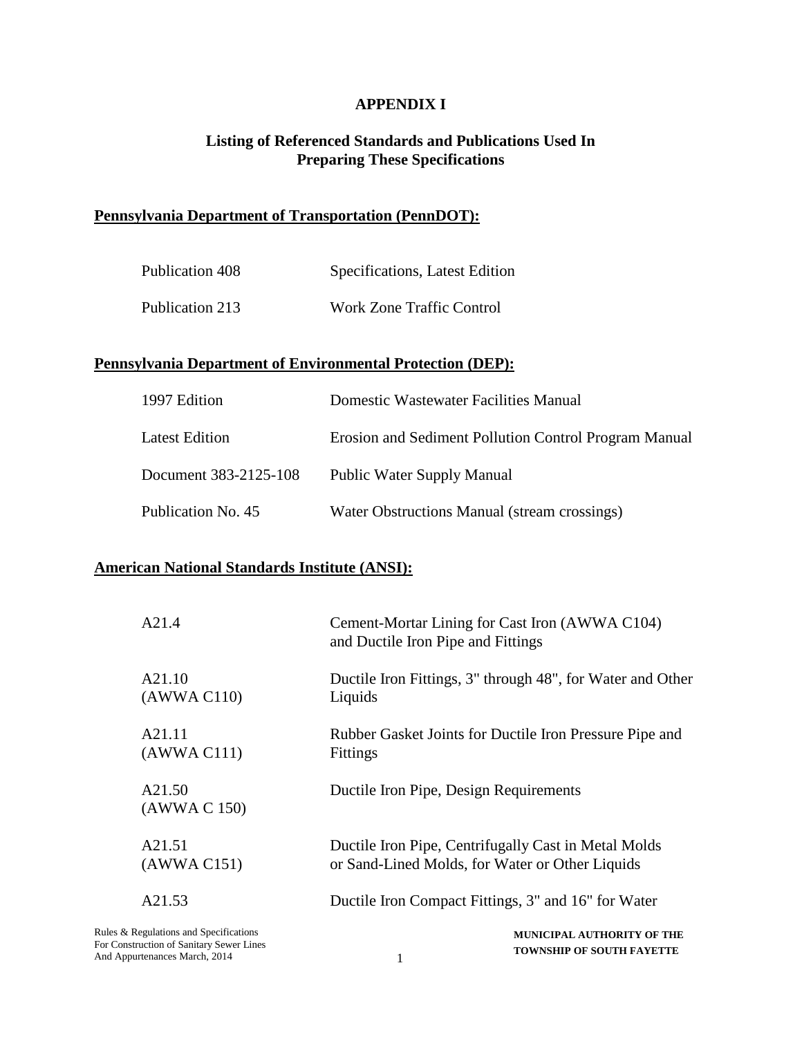# APPENDIX I

## Listing of Referenced Standards and Publications Used In Preparing These Specifications

**Pennsylvania Department of Transportation (PennDOT):**

| | |
|---|---|
| Publication 408 | Specifications, Latest Edition |
| Publication 213 | Work Zone Traffic Control |

**Pennsylvania Department of Environmental Protection (DEP):**

| | |
|---|---|
| 1997 Edition | Domestic Wastewater Facilities Manual |
| Latest Edition | Erosion and Sediment Pollution Control Program Manual |
| Document 383-2125-108 | Public Water Supply Manual |
| Publication No. 45 | Water Obstructions Manual (stream crossings) |

**American National Standards Institute (ANSI):**

| | |
|---|---|
| A21.4 | Cement-Mortar Lining for Cast Iron (AWWA C104) and Ductile Iron Pipe and Fittings |
| A21.10 (AWWA C110) | Ductile Iron Fittings, 3" through 48", for Water and Other Liquids |
| A21.11 (AWWA C111) | Rubber Gasket Joints for Ductile Iron Pressure Pipe and Fittings |
| A21.50 (AWWA C 150) | Ductile Iron Pipe, Design Requirements |
| A21.51 (AWWA C151) | Ductile Iron Pipe, Centrifugally Cast in Metal Molds or Sand-Lined Molds, for Water or Other Liquids |
| A21.53 | Ductile Iron Compact Fittings, 3" and 16" for Water |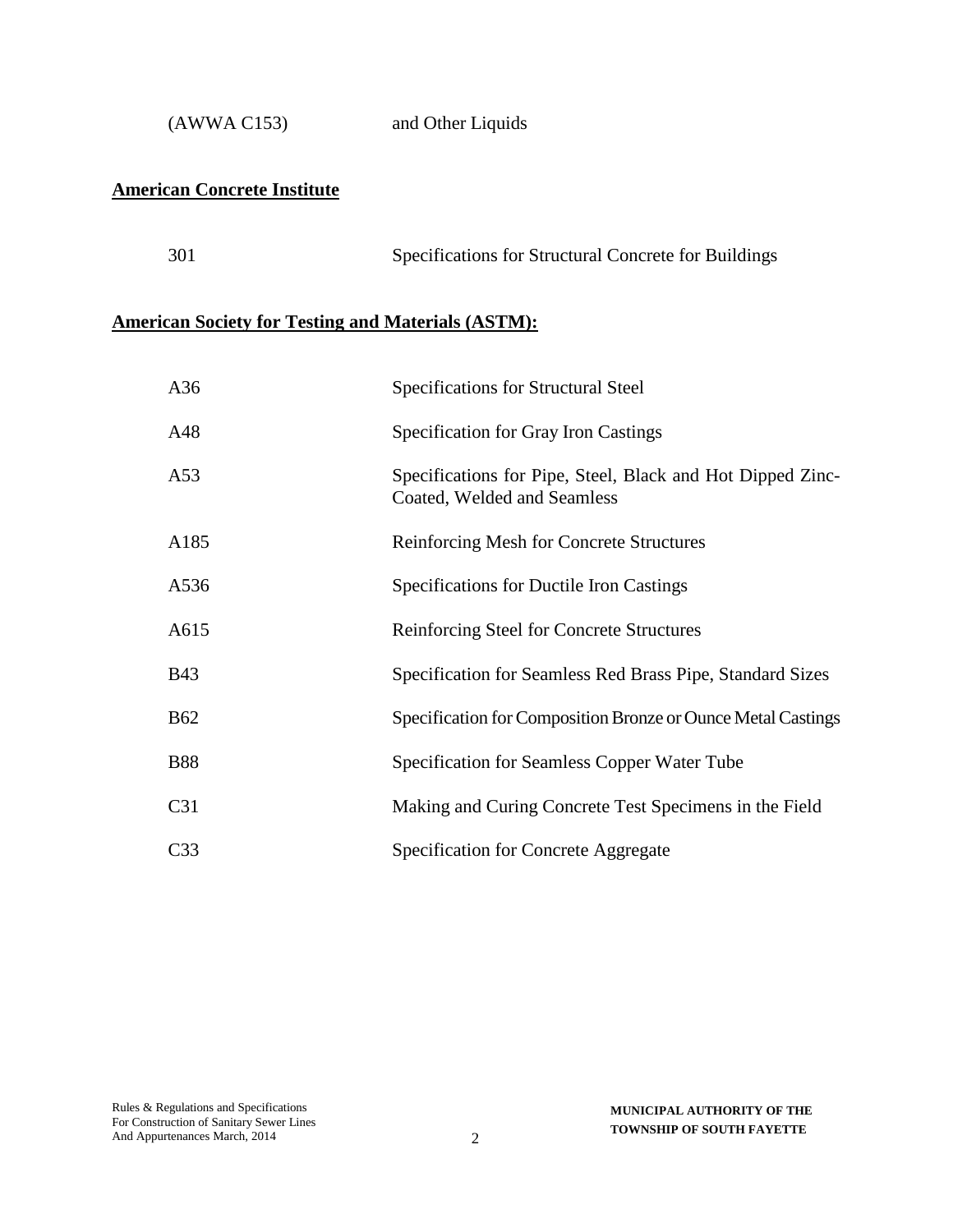| | |
|---|---|
| (AWWA C153) | and Other Liquids |

**American Concrete Institute**

| | |
|---|---|
| 301 | Specifications for Structural Concrete for Buildings |

**American Society for Testing and Materials (ASTM):**

| | |
|---|---|
| A36 | Specifications for Structural Steel |
| A48 | Specification for Gray Iron Castings |
| A53 | Specifications for Pipe, Steel, Black and Hot Dipped Zinc-Coated, Welded and Seamless |
| A185 | Reinforcing Mesh for Concrete Structures |
| A536 | Specifications for Ductile Iron Castings |
| A615 | Reinforcing Steel for Concrete Structures |
| B43 | Specification for Seamless Red Brass Pipe, Standard Sizes |
| B62 | Specification for Composition Bronze or Ounce Metal Castings |
| B88 | Specification for Seamless Copper Water Tube |
| C31 | Making and Curing Concrete Test Specimens in the Field |
| C33 | Specification for Concrete Aggregate |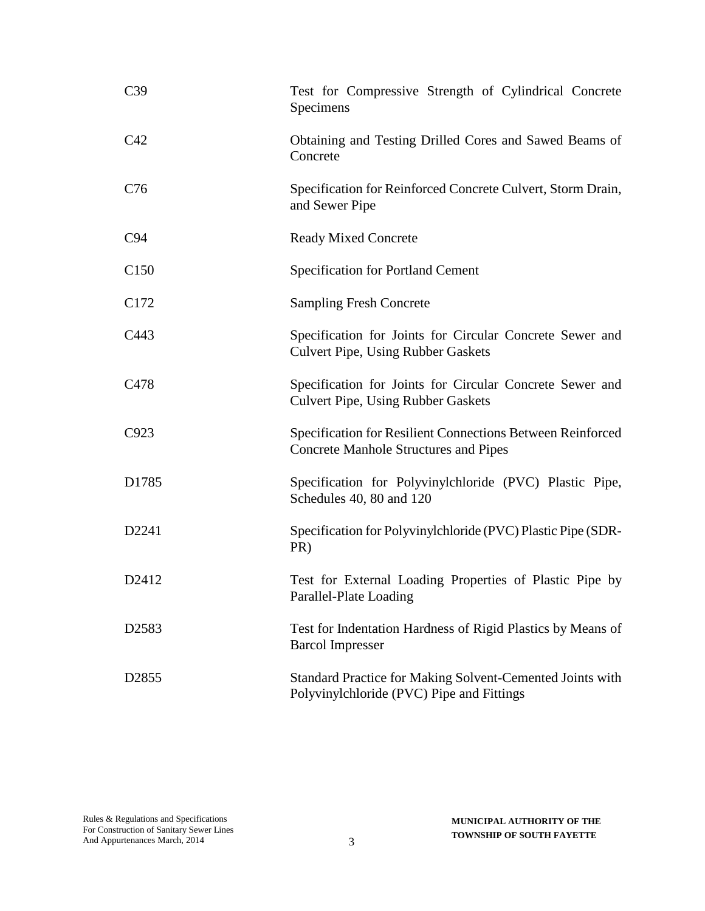| | |
|---|---|
| C39 | Test for Compressive Strength of Cylindrical Concrete Specimens |
| C42 | Obtaining and Testing Drilled Cores and Sawed Beams of Concrete |
| C76 | Specification for Reinforced Concrete Culvert, Storm Drain, and Sewer Pipe |
| C94 | Ready Mixed Concrete |
| C150 | Specification for Portland Cement |
| C172 | Sampling Fresh Concrete |
| C443 | Specification for Joints for Circular Concrete Sewer and Culvert Pipe, Using Rubber Gaskets |
| C478 | Specification for Joints for Circular Concrete Sewer and Culvert Pipe, Using Rubber Gaskets |
| C923 | Specification for Resilient Connections Between Reinforced Concrete Manhole Structures and Pipes |
| D1785 | Specification for Polyvinylchloride (PVC) Plastic Pipe, Schedules 40, 80 and 120 |
| D2241 | Specification for Polyvinylchloride (PVC) Plastic Pipe (SDR-PR) |
| D2412 | Test for External Loading Properties of Plastic Pipe by Parallel-Plate Loading |
| D2583 | Test for Indentation Hardness of Rigid Plastics by Means of Barcol Impresser |
| D2855 | Standard Practice for Making Solvent-Cemented Joints with Polyvinylchloride (PVC) Pipe and Fittings |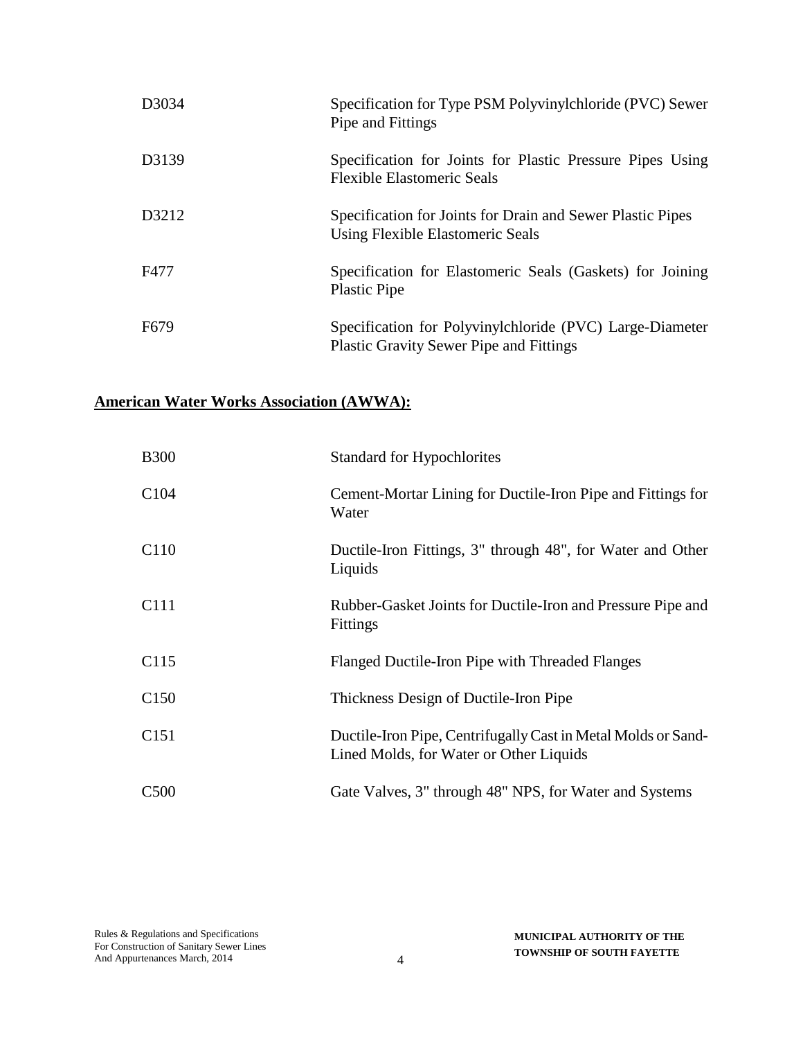| | |
|---|---|
| D3034 | Specification for Type PSM Polyvinylchloride (PVC) Sewer Pipe and Fittings |
| D3139 | Specification for Joints for Plastic Pressure Pipes Using Flexible Elastomeric Seals |
| D3212 | Specification for Joints for Drain and Sewer Plastic Pipes Using Flexible Elastomeric Seals |
| F477 | Specification for Elastomeric Seals (Gaskets) for Joining Plastic Pipe |
| F679 | Specification for Polyvinylchloride (PVC) Large-Diameter Plastic Gravity Sewer Pipe and Fittings |

**American Water Works Association (AWWA):**

| | |
|---|---|
| B300 | Standard for Hypochlorites |
| C104 | Cement-Mortar Lining for Ductile-Iron Pipe and Fittings for Water |
| C110 | Ductile-Iron Fittings, 3" through 48", for Water and Other Liquids |
| C111 | Rubber-Gasket Joints for Ductile-Iron and Pressure Pipe and Fittings |
| C115 | Flanged Ductile-Iron Pipe with Threaded Flanges |
| C150 | Thickness Design of Ductile-Iron Pipe |
| C151 | Ductile-Iron Pipe, Centrifugally Cast in Metal Molds or Sand-Lined Molds, for Water or Other Liquids |
| C500 | Gate Valves, 3" through 48" NPS, for Water and Systems |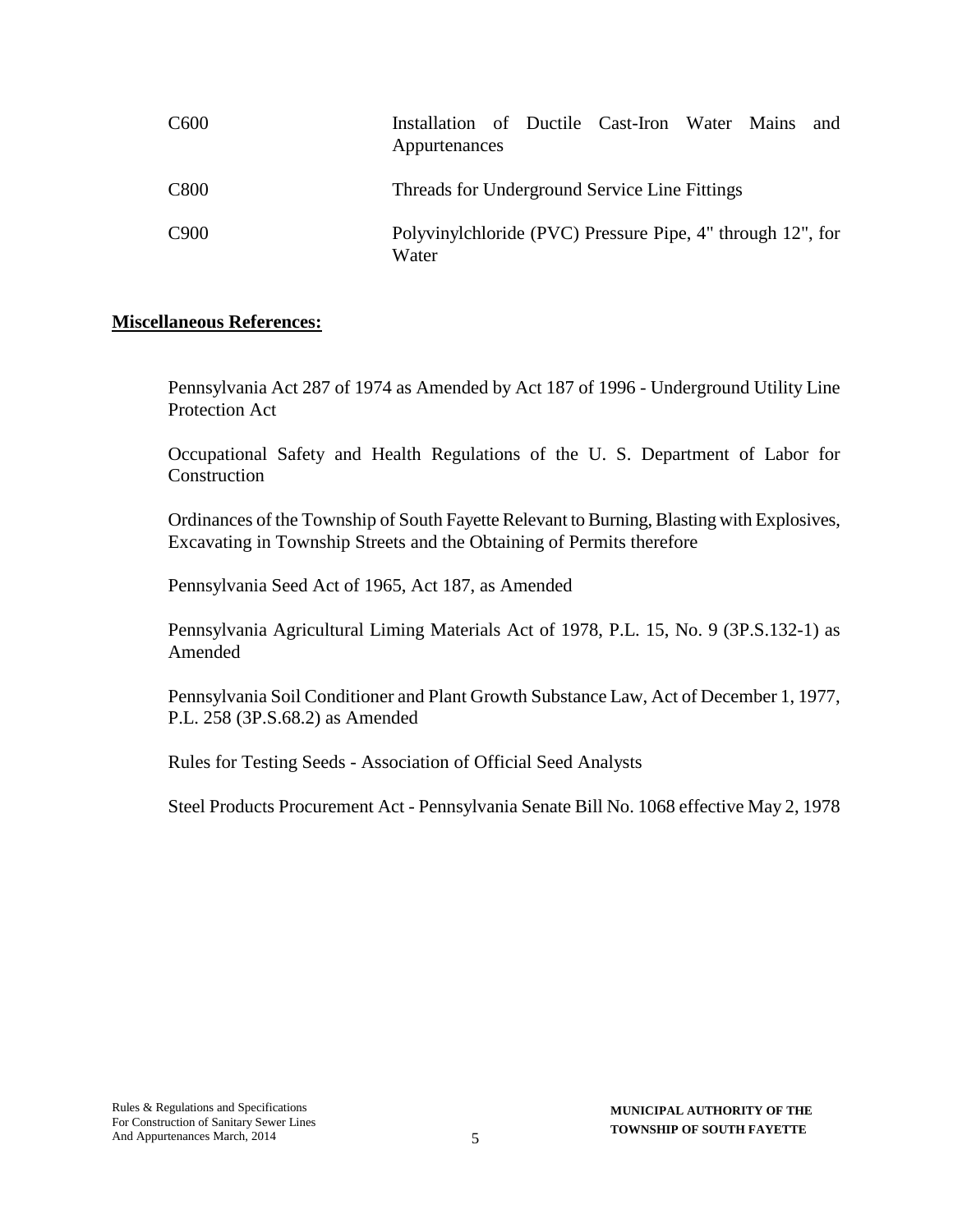| | |
|---|---|
| C600 | Installation of Ductile Cast-Iron Water Mains and Appurtenances |
| C800 | Threads for Underground Service Line Fittings |
| C900 | Polyvinylchloride (PVC) Pressure Pipe, 4" through 12", for Water |

**Miscellaneous References:**

Pennsylvania Act 287 of 1974 as Amended by Act 187 of 1996 - Underground Utility Line Protection Act

Occupational Safety and Health Regulations of the U. S. Department of Labor for Construction

Ordinances of the Township of South Fayette Relevant to Burning, Blasting with Explosives, Excavating in Township Streets and the Obtaining of Permits therefore

Pennsylvania Seed Act of 1965, Act 187, as Amended

Pennsylvania Agricultural Liming Materials Act of 1978, P.L. 15, No. 9 (3P.S.132-1) as Amended

Pennsylvania Soil Conditioner and Plant Growth Substance Law, Act of December 1, 1977, P.L. 258 (3P.S.68.2) as Amended

Rules for Testing Seeds - Association of Official Seed Analysts

Steel Products Procurement Act - Pennsylvania Senate Bill No. 1068 effective May 2, 1978